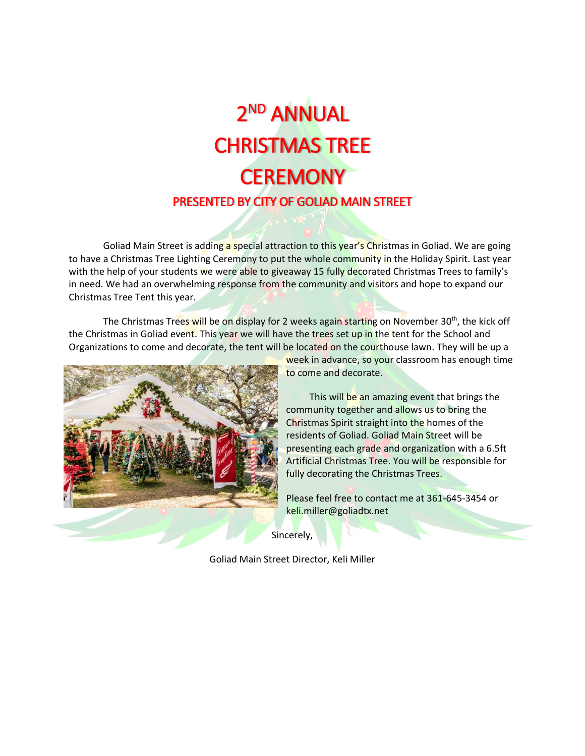# 2ND ANNUAL CHRISTMAS TREE CEREMONY

## PRESENTED BY CITY OF GOLIAD MAIN STREET

Goliad Main Street is adding a special attraction to this year's Christmas in Goliad. We are going to have a Christmas Tree Lighting Ceremony to put the whole community in the Holiday Spirit. Last year with the help of your students we were able to giveaway 15 fully decorated Christmas Trees to family's in need. We had an overwhelming response from the community and visitors and hope to expand our Christmas Tree Tent this year.

The Christmas Trees will be on display for 2 weeks again starting on November 30th, the kick off the Christmas in Goliad event. This year we will have the trees set up in the tent for the School and Organizations to come and decorate, the tent will be located on the courthouse lawn. They will be up a week in advance, so your classroom has enough time to come and decorate.

This will be an amazing event that brings the community together and allows us to bring the Christmas Spirit straight into the homes of the residents of Goliad. Goliad Main Street will be presenting each grade and organization with a 6.5ft Artificial Christmas Tree. You will be responsible for fully decorating the Christmas Trees.

Please feel free to contact me at 361-645-3454 or keli.miller@goliadtx.net

Sincerely,

Goliad Main Street Director, Keli Miller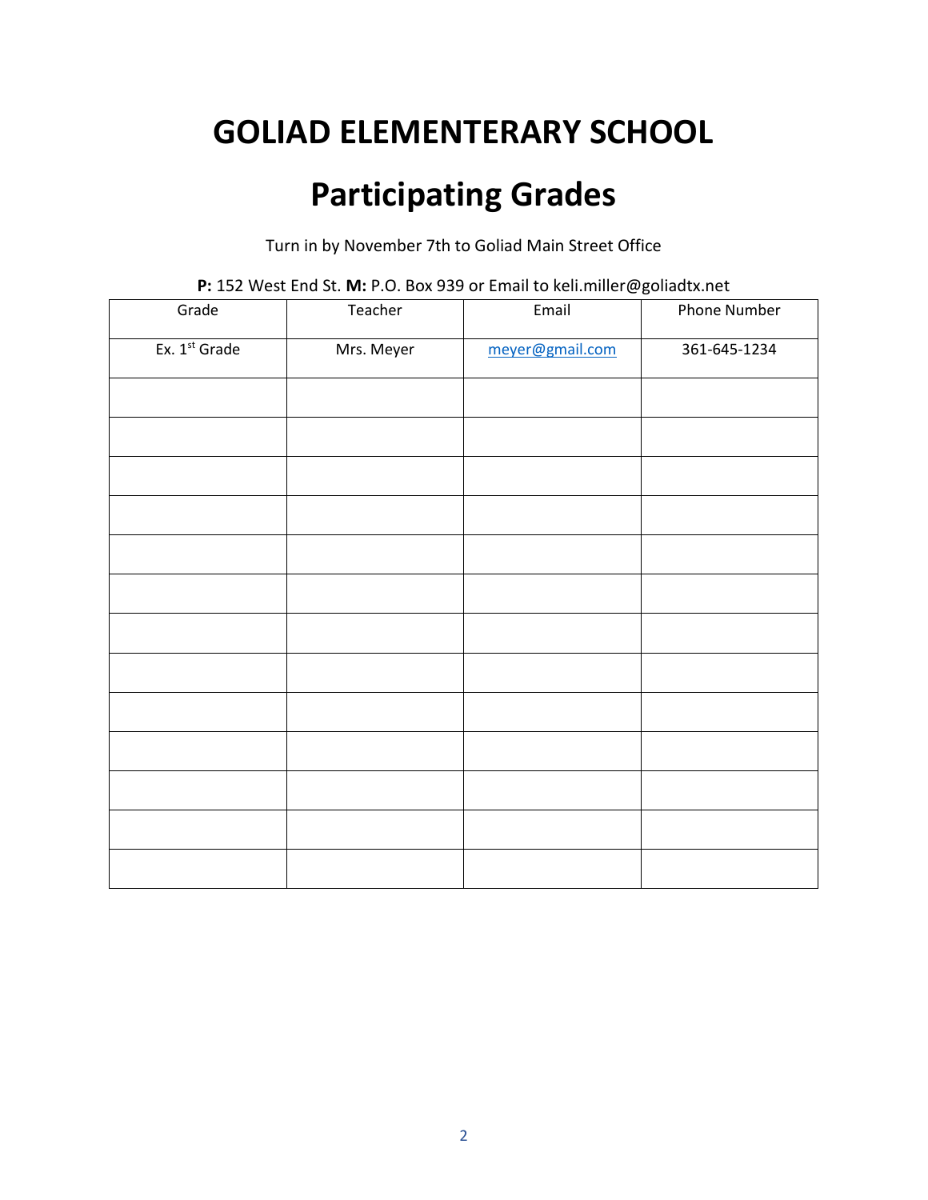# GOLIAD ELEMENTERARY SCHOOL

# Participating Grades

Turn in by November 7th to Goliad Main Street Office

**P:** 152 West End St. **M:** P.O. Box 939 or Email to keli.miller@goliadtx.net

| Grade | Teacher | Email | Phone Number |
|---|---|---|---|
| Ex. 1st Grade | Mrs. Meyer | meyer@gmail.com | 361-645-1234 |
| | | | |
| | | | |
| | | | |
| | | | |
| | | | |
| | | | |
| | | | |
| | | | |
| | | | |
| | | | |
| | | | |
| | | | |
| | | | |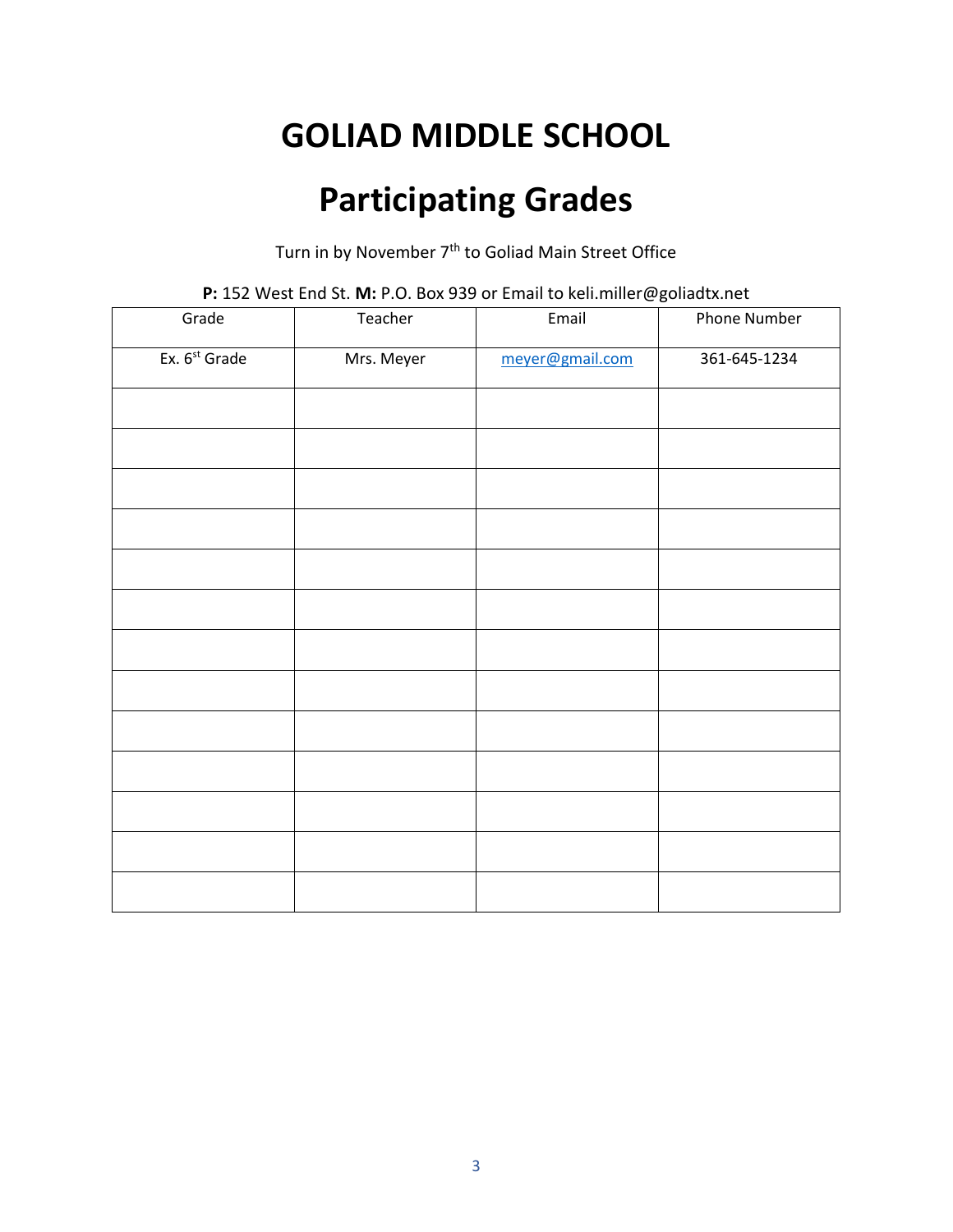# GOLIAD MIDDLE SCHOOL

# Participating Grades

Turn in by November 7th to Goliad Main Street Office

**P:** 152 West End St. **M:** P.O. Box 939 or Email to keli.miller@goliadtx.net

| Grade | Teacher | Email | Phone Number |
|---|---|---|---|
| Ex. 6st Grade | Mrs. Meyer | meyer@gmail.com | 361-645-1234 |
| | | | |
| | | | |
| | | | |
| | | | |
| | | | |
| | | | |
| | | | |
| | | | |
| | | | |
| | | | |
| | | | |
| | | | |
| | | | |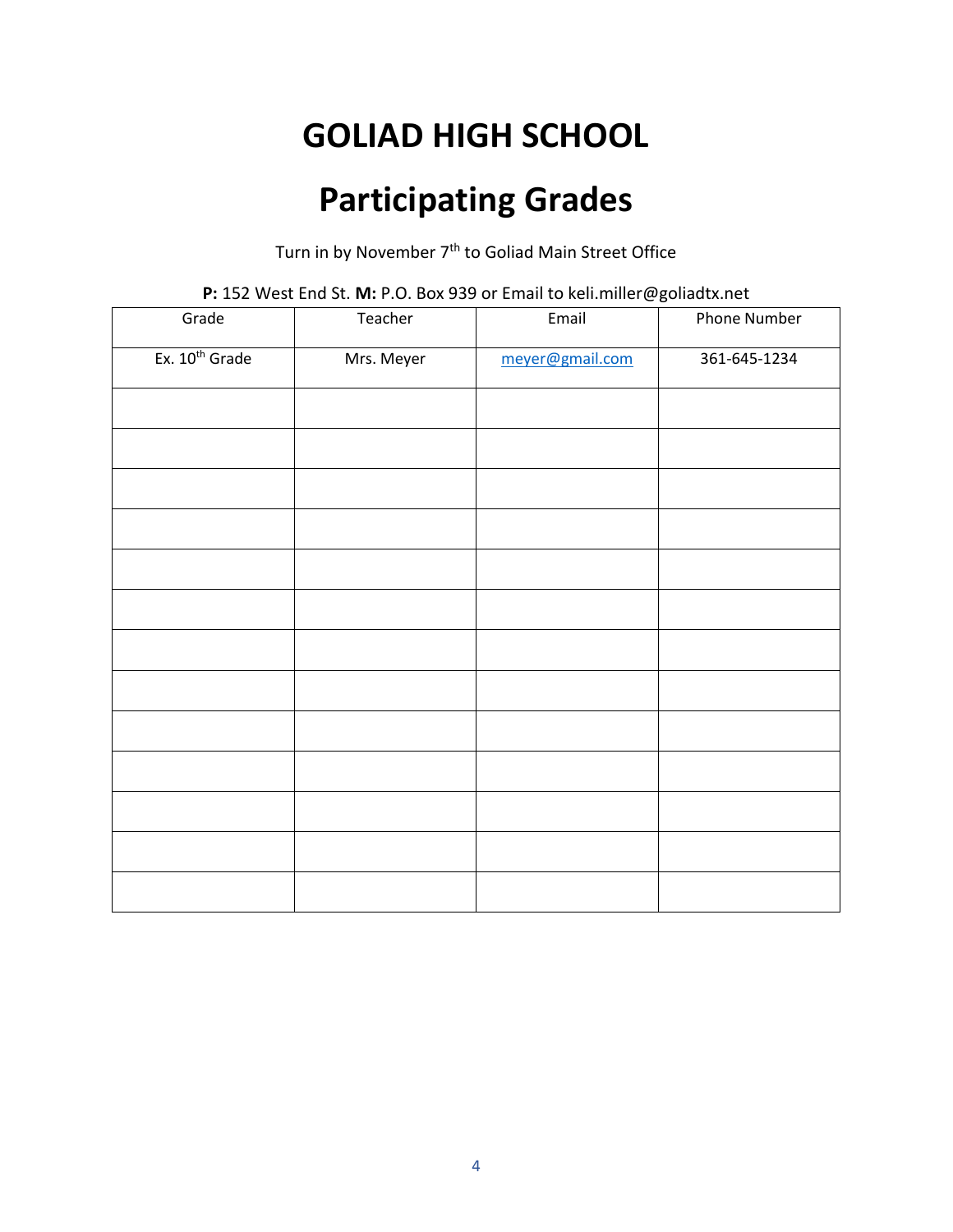# GOLIAD HIGH SCHOOL

# Participating Grades

Turn in by November 7th to Goliad Main Street Office

**P:** 152 West End St. **M:** P.O. Box 939 or Email to keli.miller@goliadtx.net

| Grade | Teacher | Email | Phone Number |
|---|---|---|---|
| Ex. 10th Grade | Mrs. Meyer | meyer@gmail.com | 361-645-1234 |
| | | | |
| | | | |
| | | | |
| | | | |
| | | | |
| | | | |
| | | | |
| | | | |
| | | | |
| | | | |
| | | | |
| | | | |
| | | | |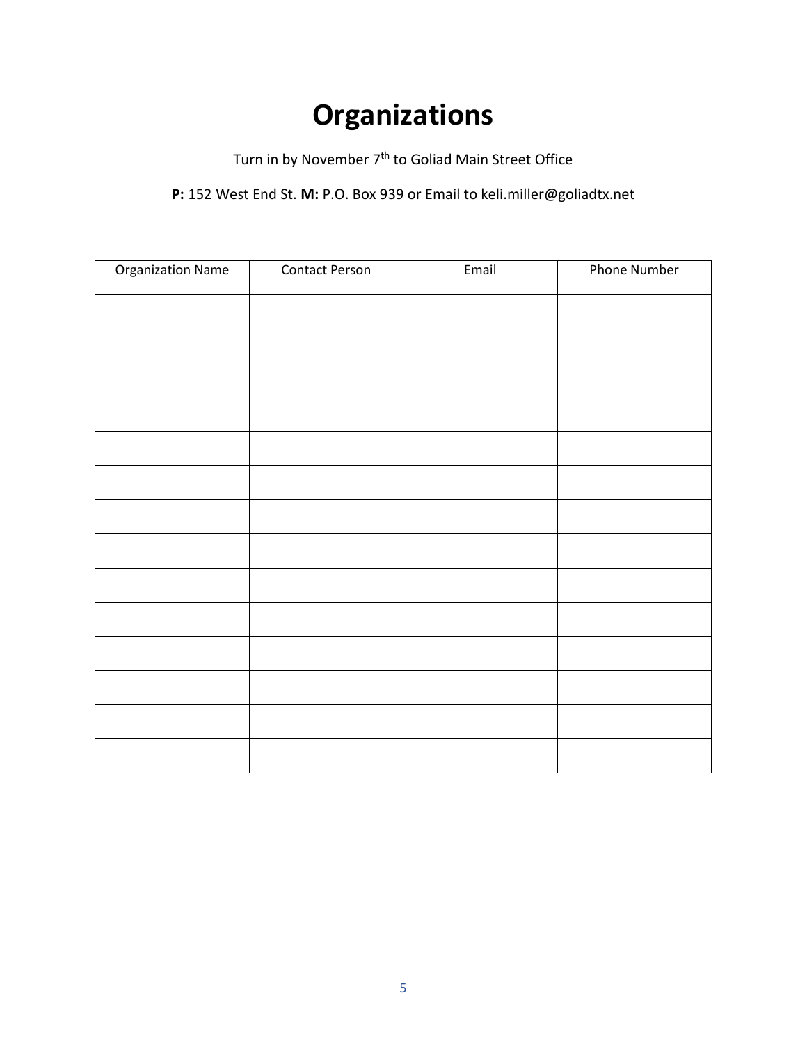# Organizations

Turn in by November 7th to Goliad Main Street Office

**P:** 152 West End St. **M:** P.O. Box 939 or Email to keli.miller@goliadtx.net

| Organization Name | Contact Person | Email | Phone Number |
|---|---|---|---|
| | | | |
| | | | |
| | | | |
| | | | |
| | | | |
| | | | |
| | | | |
| | | | |
| | | | |
| | | | |
| | | | |
| | | | |
| | | | |
| | | | |